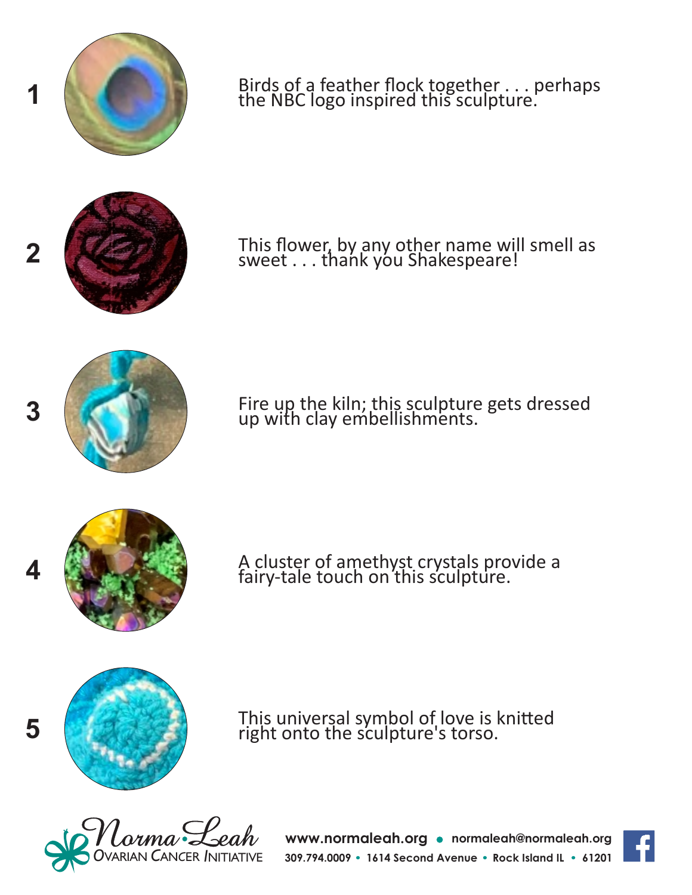1. Birds of a feather flock together . . . perhaps the NBC logo inspired this sculpture.

2. This flower, by any other name will smell as sweet . . . thank you Shakespeare!

3. Fire up the kiln; this sculpture gets dressed up with clay embellishments.

4. A cluster of amethyst crystals provide a fairy-tale touch on this sculpture.

5. This universal symbol of love is knitted right onto the sculpture's torso.

Norma Leah Ovarian Cancer Initiative

**www.normaleah.org** • **normaleah@normaleah.org**

**309.794.0009** • **1614 Second Avenue** • **Rock Island IL** • **61201**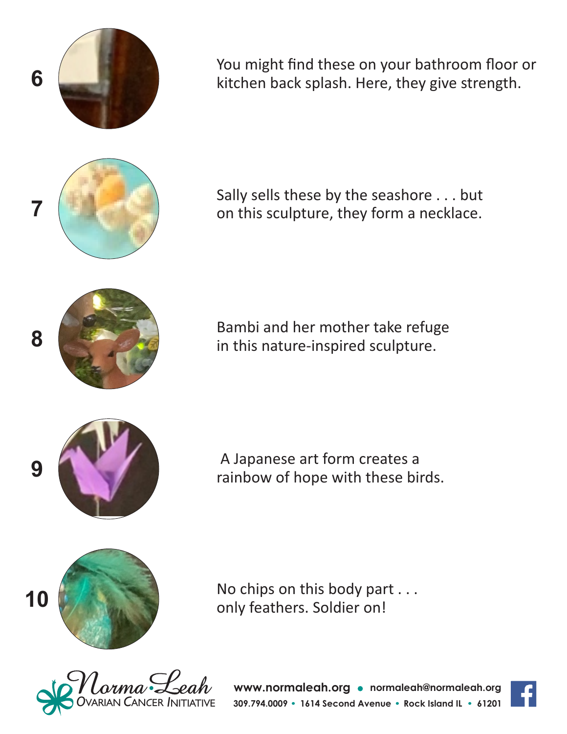6. You might find these on your bathroom floor or kitchen back splash. Here, they give strength.

7. Sally sells these by the seashore . . . but on this sculpture, they form a necklace.

8. Bambi and her mother take refuge in this nature-inspired sculpture.

9. A Japanese art form creates a rainbow of hope with these birds.

10. No chips on this body part . . . only feathers. Soldier on!

Norma Leah Ovarian Cancer Initiative

www.normaleah.org • normaleah@normaleah.org
309.794.0009 • 1614 Second Avenue • Rock Island IL • 61201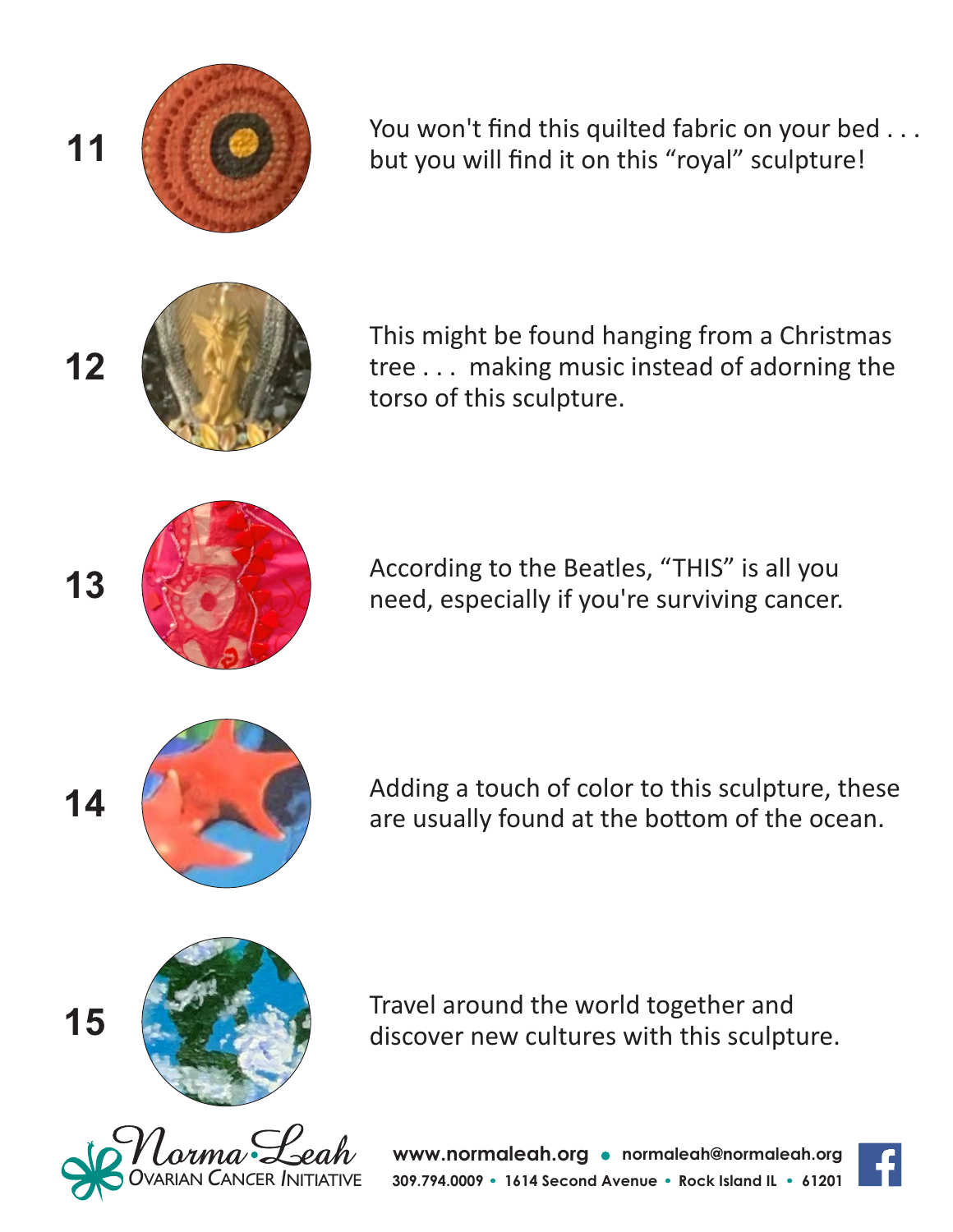**11**

You won't find this quilted fabric on your bed . . . but you will find it on this "royal" sculpture!

**12**

This might be found hanging from a Christmas tree . . . making music instead of adorning the torso of this sculpture.

**13**

According to the Beatles, "THIS" is all you need, especially if you're surviving cancer.

**14**

Adding a touch of color to this sculpture, these are usually found at the bottom of the ocean.

**15**

Travel around the world together and discover new cultures with this sculpture.

Norma Leah
Ovarian Cancer Initiative

**www.normaleah.org** • **normaleah@normaleah.org**
**309.794.0009** • **1614 Second Avenue** • **Rock Island IL** • **61201**